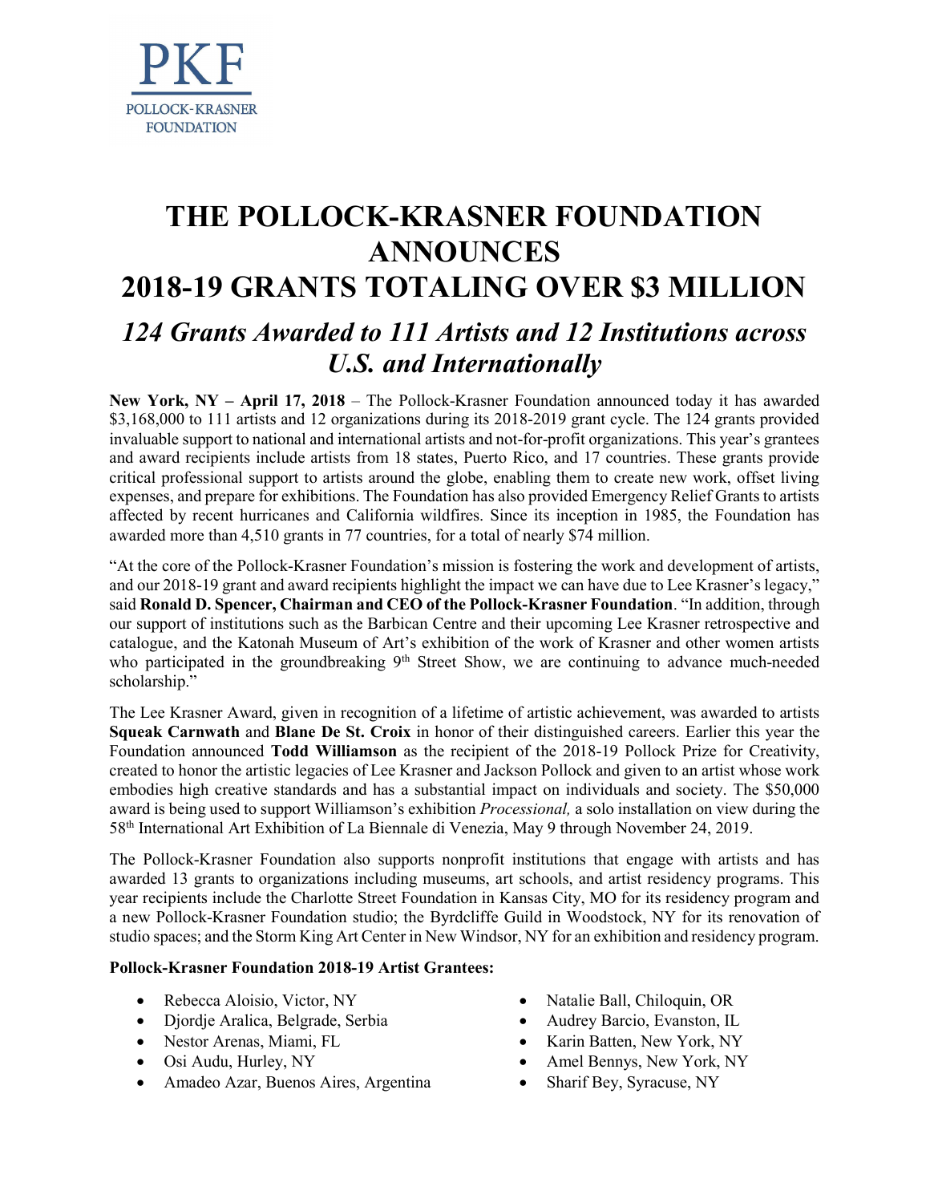PKF
POLLOCK-KRASNER
FOUNDATION

# THE POLLOCK-KRASNER FOUNDATION ANNOUNCES 2018-19 GRANTS TOTALING OVER $3 MILLION

## *124 Grants Awarded to 111 Artists and 12 Institutions across U.S. and Internationally*

**New York, NY – April 17, 2018** – The Pollock-Krasner Foundation announced today it has awarded $3,168,000 to 111 artists and 12 organizations during its 2018-2019 grant cycle. The 124 grants provided invaluable support to national and international artists and not-for-profit organizations. This year's grantees and award recipients include artists from 18 states, Puerto Rico, and 17 countries. These grants provide critical professional support to artists around the globe, enabling them to create new work, offset living expenses, and prepare for exhibitions. The Foundation has also provided Emergency Relief Grants to artists affected by recent hurricanes and California wildfires. Since its inception in 1985, the Foundation has awarded more than 4,510 grants in 77 countries, for a total of nearly $74 million.

"At the core of the Pollock-Krasner Foundation's mission is fostering the work and development of artists, and our 2018-19 grant and award recipients highlight the impact we can have due to Lee Krasner's legacy," said **Ronald D. Spencer, Chairman and CEO of the Pollock-Krasner Foundation**. "In addition, through our support of institutions such as the Barbican Centre and their upcoming Lee Krasner retrospective and catalogue, and the Katonah Museum of Art's exhibition of the work of Krasner and other women artists who participated in the groundbreaking 9th Street Show, we are continuing to advance much-needed scholarship."

The Lee Krasner Award, given in recognition of a lifetime of artistic achievement, was awarded to artists **Squeak Carnwath** and **Blane De St. Croix** in honor of their distinguished careers. Earlier this year the Foundation announced **Todd Williamson** as the recipient of the 2018-19 Pollock Prize for Creativity, created to honor the artistic legacies of Lee Krasner and Jackson Pollock and given to an artist whose work embodies high creative standards and has a substantial impact on individuals and society. The $50,000 award is being used to support Williamson's exhibition *Processional,* a solo installation on view during the 58th International Art Exhibition of La Biennale di Venezia, May 9 through November 24, 2019.

The Pollock-Krasner Foundation also supports nonprofit institutions that engage with artists and has awarded 13 grants to organizations including museums, art schools, and artist residency programs. This year recipients include the Charlotte Street Foundation in Kansas City, MO for its residency program and a new Pollock-Krasner Foundation studio; the Byrdcliffe Guild in Woodstock, NY for its renovation of studio spaces; and the Storm King Art Center in New Windsor, NY for an exhibition and residency program.

**Pollock-Krasner Foundation 2018-19 Artist Grantees:**

- Rebecca Aloisio, Victor, NY
- Djordje Aralica, Belgrade, Serbia
- Nestor Arenas, Miami, FL
- Osi Audu, Hurley, NY
- Amadeo Azar, Buenos Aires, Argentina
- Natalie Ball, Chiloquin, OR
- Audrey Barcio, Evanston, IL
- Karin Batten, New York, NY
- Amel Bennys, New York, NY
- Sharif Bey, Syracuse, NY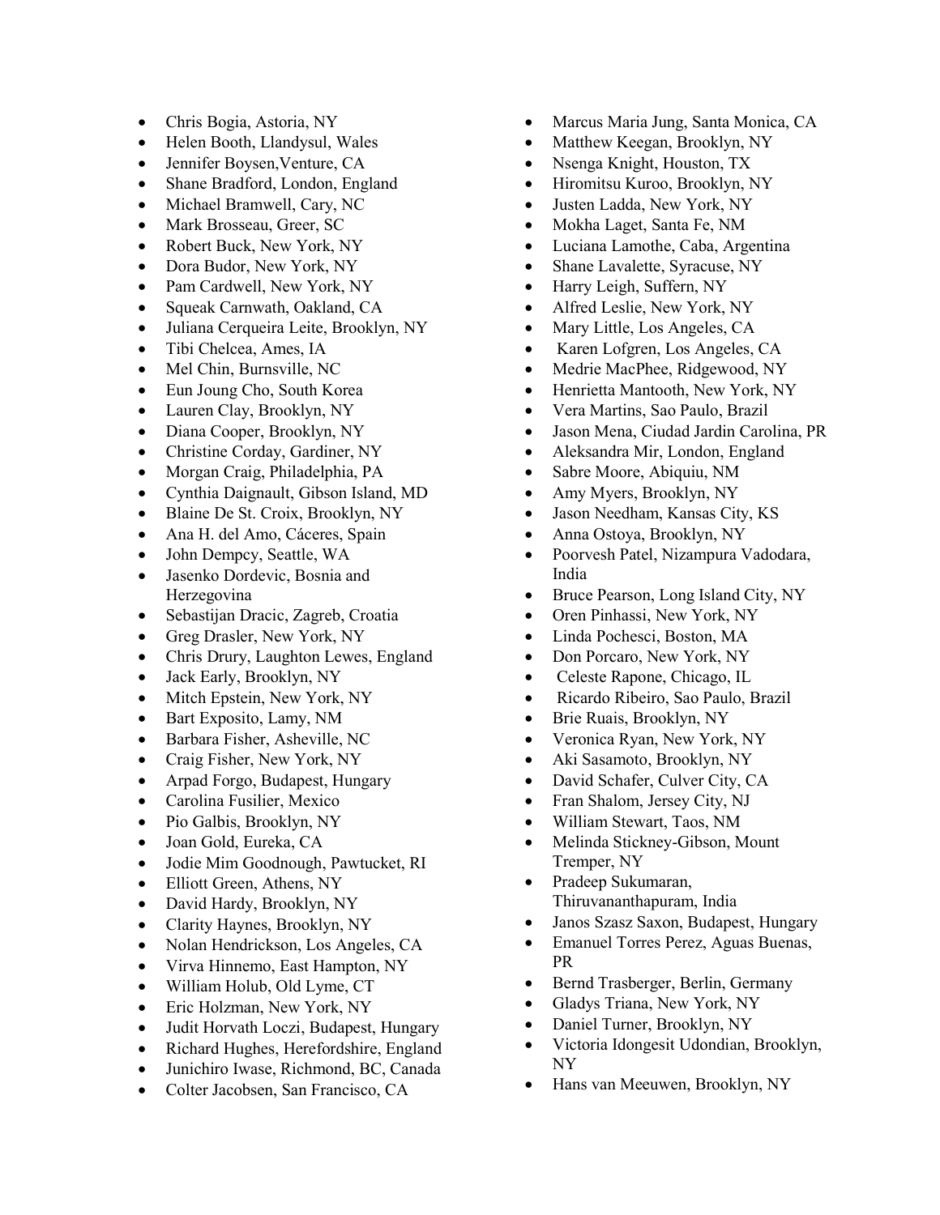- Chris Bogia, Astoria, NY
- Helen Booth, Llandysul, Wales
- Jennifer Boysen,Venture, CA
- Shane Bradford, London, England
- Michael Bramwell, Cary, NC
- Mark Brosseau, Greer, SC
- Robert Buck, New York, NY
- Dora Budor, New York, NY
- Pam Cardwell, New York, NY
- Squeak Carnwath, Oakland, CA
- Juliana Cerqueira Leite, Brooklyn, NY
- Tibi Chelcea, Ames, IA
- Mel Chin, Burnsville, NC
- Eun Joung Cho, South Korea
- Lauren Clay, Brooklyn, NY
- Diana Cooper, Brooklyn, NY
- Christine Corday, Gardiner, NY
- Morgan Craig, Philadelphia, PA
- Cynthia Daignault, Gibson Island, MD
- Blaine De St. Croix, Brooklyn, NY
- Ana H. del Amo, Cáceres, Spain
- John Dempcy, Seattle, WA
- Jasenko Dordevic, Bosnia and Herzegovina
- Sebastijan Dracic, Zagreb, Croatia
- Greg Drasler, New York, NY
- Chris Drury, Laughton Lewes, England
- Jack Early, Brooklyn, NY
- Mitch Epstein, New York, NY
- Bart Exposito, Lamy, NM
- Barbara Fisher, Asheville, NC
- Craig Fisher, New York, NY
- Arpad Forgo, Budapest, Hungary
- Carolina Fusilier, Mexico
- Pio Galbis, Brooklyn, NY
- Joan Gold, Eureka, CA
- Jodie Mim Goodnough, Pawtucket, RI
- Elliott Green, Athens, NY
- David Hardy, Brooklyn, NY
- Clarity Haynes, Brooklyn, NY
- Nolan Hendrickson, Los Angeles, CA
- Virva Hinnemo, East Hampton, NY
- William Holub, Old Lyme, CT
- Eric Holzman, New York, NY
- Judit Horvath Loczi, Budapest, Hungary
- Richard Hughes, Herefordshire, England
- Junichiro Iwase, Richmond, BC, Canada
- Colter Jacobsen, San Francisco, CA
- Marcus Maria Jung, Santa Monica, CA
- Matthew Keegan, Brooklyn, NY
- Nsenga Knight, Houston, TX
- Hiromitsu Kuroo, Brooklyn, NY
- Justen Ladda, New York, NY
- Mokha Laget, Santa Fe, NM
- Luciana Lamothe, Caba, Argentina
- Shane Lavalette, Syracuse, NY
- Harry Leigh, Suffern, NY
- Alfred Leslie, New York, NY
- Mary Little, Los Angeles, CA
- Karen Lofgren, Los Angeles, CA
- Medrie MacPhee, Ridgewood, NY
- Henrietta Mantooth, New York, NY
- Vera Martins, Sao Paulo, Brazil
- Jason Mena, Ciudad Jardin Carolina, PR
- Aleksandra Mir, London, England
- Sabre Moore, Abiquiu, NM
- Amy Myers, Brooklyn, NY
- Jason Needham, Kansas City, KS
- Anna Ostoya, Brooklyn, NY
- Poorvesh Patel, Nizampura Vadodara, India
- Bruce Pearson, Long Island City, NY
- Oren Pinhassi, New York, NY
- Linda Pochesci, Boston, MA
- Don Porcaro, New York, NY
- Celeste Rapone, Chicago, IL
- Ricardo Ribeiro, Sao Paulo, Brazil
- Brie Ruais, Brooklyn, NY
- Veronica Ryan, New York, NY
- Aki Sasamoto, Brooklyn, NY
- David Schafer, Culver City, CA
- Fran Shalom, Jersey City, NJ
- William Stewart, Taos, NM
- Melinda Stickney-Gibson, Mount Tremper, NY
- Pradeep Sukumaran, Thiruvananthapuram, India
- Janos Szasz Saxon, Budapest, Hungary
- Emanuel Torres Perez, Aguas Buenas, PR
- Bernd Trasberger, Berlin, Germany
- Gladys Triana, New York, NY
- Daniel Turner, Brooklyn, NY
- Victoria Idongesit Udondian, Brooklyn, NY
- Hans van Meeuwen, Brooklyn, NY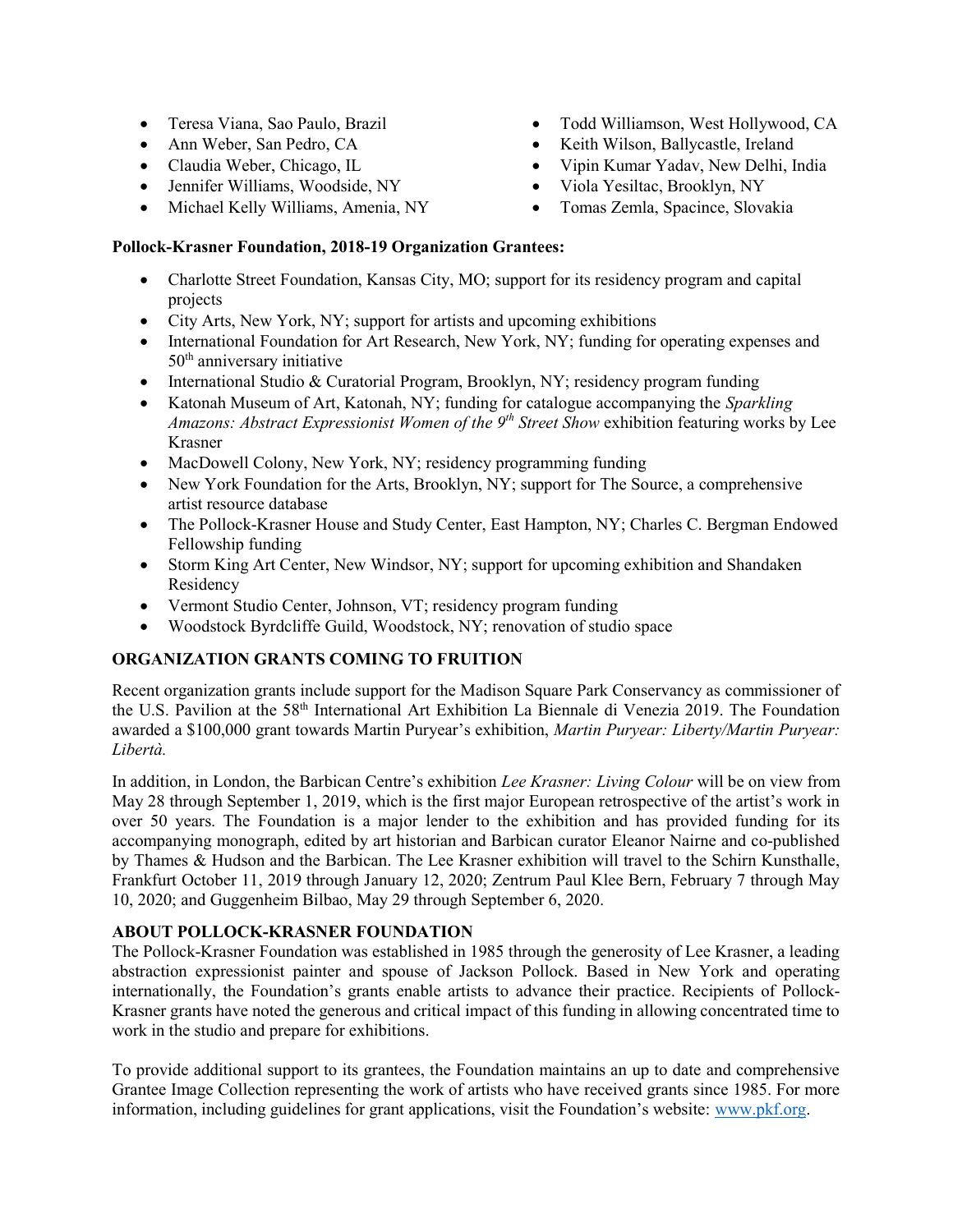- Teresa Viana, Sao Paulo, Brazil
- Ann Weber, San Pedro, CA
- Claudia Weber, Chicago, IL
- Jennifer Williams, Woodside, NY
- Michael Kelly Williams, Amenia, NY
- Todd Williamson, West Hollywood, CA
- Keith Wilson, Ballycastle, Ireland
- Vipin Kumar Yadav, New Delhi, India
- Viola Yesiltac, Brooklyn, NY
- Tomas Zemla, Spacince, Slovakia

**Pollock-Krasner Foundation, 2018-19 Organization Grantees:**

- Charlotte Street Foundation, Kansas City, MO; support for its residency program and capital projects
- City Arts, New York, NY; support for artists and upcoming exhibitions
- International Foundation for Art Research, New York, NY; funding for operating expenses and 50th anniversary initiative
- International Studio & Curatorial Program, Brooklyn, NY; residency program funding
- Katonah Museum of Art, Katonah, NY; funding for catalogue accompanying the *Sparkling Amazons: Abstract Expressionist Women of the 9th Street Show* exhibition featuring works by Lee Krasner
- MacDowell Colony, New York, NY; residency programming funding
- New York Foundation for the Arts, Brooklyn, NY; support for The Source, a comprehensive artist resource database
- The Pollock-Krasner House and Study Center, East Hampton, NY; Charles C. Bergman Endowed Fellowship funding
- Storm King Art Center, New Windsor, NY; support for upcoming exhibition and Shandaken Residency
- Vermont Studio Center, Johnson, VT; residency program funding
- Woodstock Byrdcliffe Guild, Woodstock, NY; renovation of studio space

## ORGANIZATION GRANTS COMING TO FRUITION

Recent organization grants include support for the Madison Square Park Conservancy as commissioner of the U.S. Pavilion at the 58th International Art Exhibition La Biennale di Venezia 2019. The Foundation awarded a $100,000 grant towards Martin Puryear's exhibition, *Martin Puryear: Liberty/Martin Puryear: Libertà.*

In addition, in London, the Barbican Centre's exhibition *Lee Krasner: Living Colour* will be on view from May 28 through September 1, 2019, which is the first major European retrospective of the artist's work in over 50 years. The Foundation is a major lender to the exhibition and has provided funding for its accompanying monograph, edited by art historian and Barbican curator Eleanor Nairne and co-published by Thames & Hudson and the Barbican. The Lee Krasner exhibition will travel to the Schirn Kunsthalle, Frankfurt October 11, 2019 through January 12, 2020; Zentrum Paul Klee Bern, February 7 through May 10, 2020; and Guggenheim Bilbao, May 29 through September 6, 2020.

## ABOUT POLLOCK-KRASNER FOUNDATION

The Pollock-Krasner Foundation was established in 1985 through the generosity of Lee Krasner, a leading abstraction expressionist painter and spouse of Jackson Pollock. Based in New York and operating internationally, the Foundation's grants enable artists to advance their practice. Recipients of Pollock-Krasner grants have noted the generous and critical impact of this funding in allowing concentrated time to work in the studio and prepare for exhibitions.

To provide additional support to its grantees, the Foundation maintains an up to date and comprehensive Grantee Image Collection representing the work of artists who have received grants since 1985. For more information, including guidelines for grant applications, visit the Foundation's website: www.pkf.org.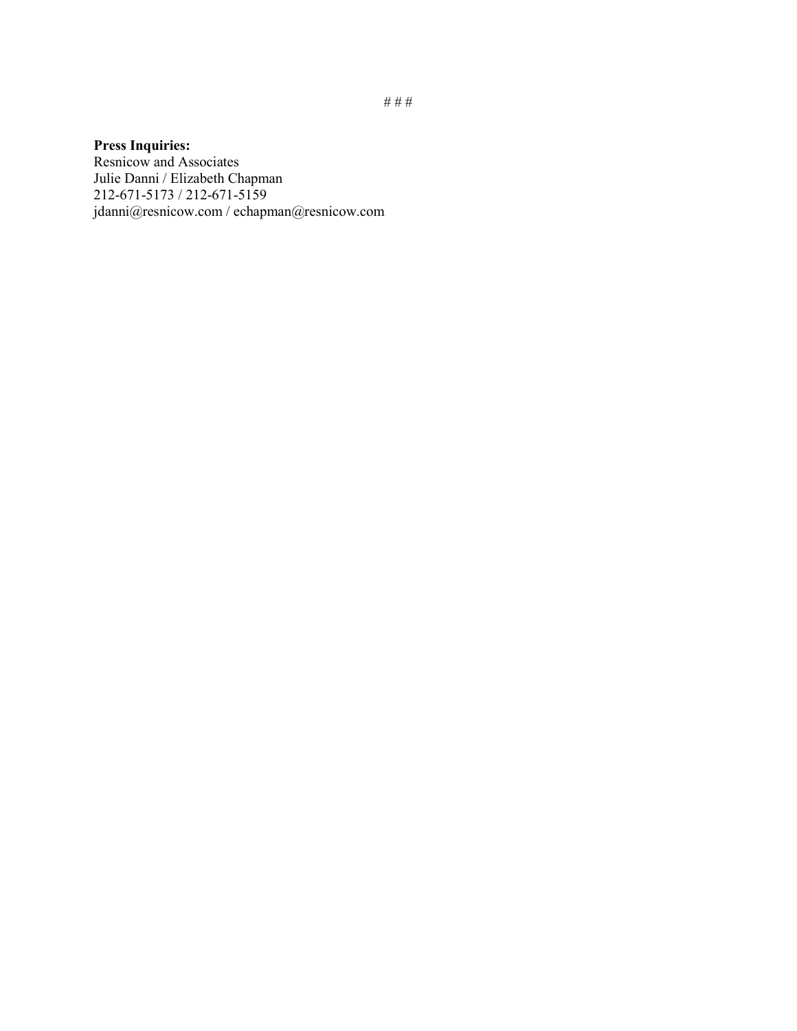# # #

**Press Inquiries:**
Resnicow and Associates
Julie Danni / Elizabeth Chapman
212-671-5173 / 212-671-5159
jdanni@resnicow.com / echapman@resnicow.com